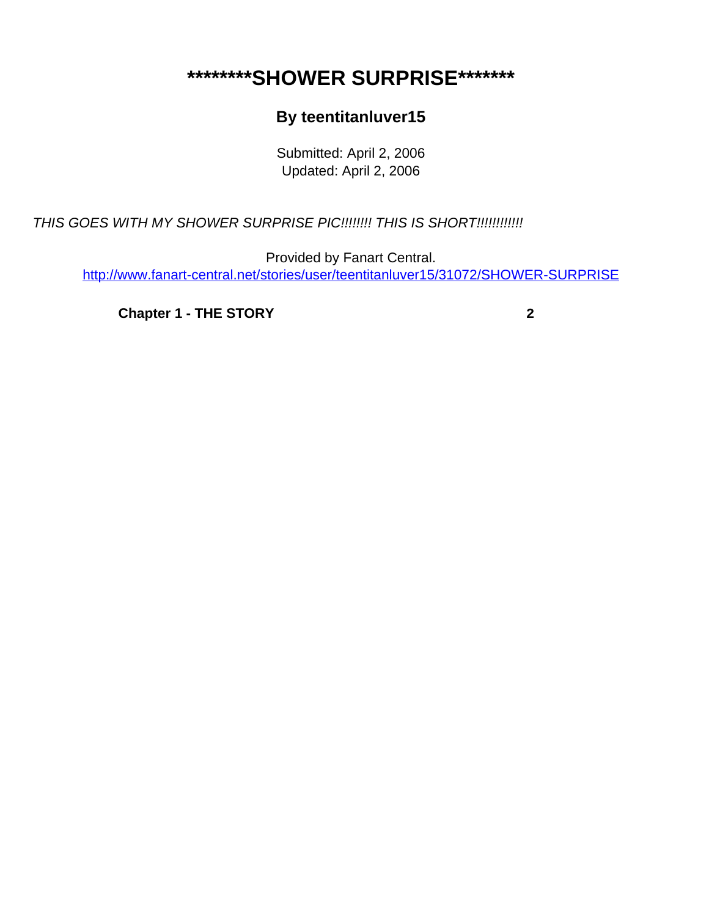# ********SHOWER SURPRISE*******

### By teentitanluver15

Submitted: April 2, 2006
Updated: April 2, 2006

*THIS GOES WITH MY SHOWER SURPRISE PIC!!!!!!!! THIS IS SHORT!!!!!!!!!!!!*

Provided by Fanart Central.
http://www.fanart-central.net/stories/user/teentitanluver15/31072/SHOWER-SURPRISE

**Chapter 1 - THE STORY** **2**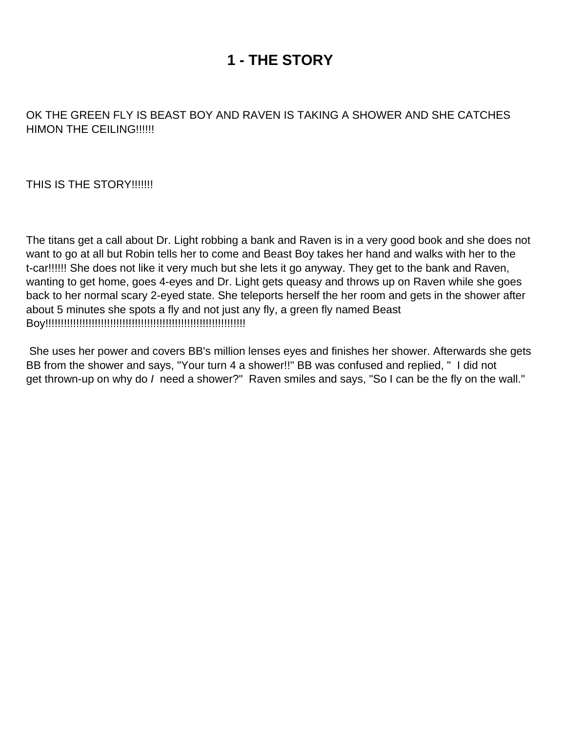# 1 - THE STORY

OK THE GREEN FLY IS BEAST BOY AND RAVEN IS TAKING A SHOWER AND SHE CATCHES HIMON THE CEILING!!!!!!

THIS IS THE STORY!!!!!!!

The titans get a call about Dr. Light robbing a bank and Raven is in a very good book and she does not want to go at all but Robin tells her to come and Beast Boy takes her hand and walks with her to the t-car!!!!!! She does not like it very much but she lets it go anyway. They get to the bank and Raven, wanting to get home, goes 4-eyes and Dr. Light gets queasy and throws up on Raven while she goes back to her normal scary 2-eyed state. She teleports herself the her room and gets in the shower after about 5 minutes she spots a fly and not just any fly, a green fly named Beast Boy!!!!!!!!!!!!!!!!!!!!!!!!!!!!!!!!!!!!!!!!!!!!!!!!!!!!!!!!!!!!!!!!!!!!!!!!!!!

She uses her power and covers BB's million lenses eyes and finishes her shower. Afterwards she gets BB from the shower and says, "Your turn 4 a shower!!" BB was confused and replied, " I did not get thrown-up on why do *I* need a shower?" Raven smiles and says, "So I can be the fly on the wall."